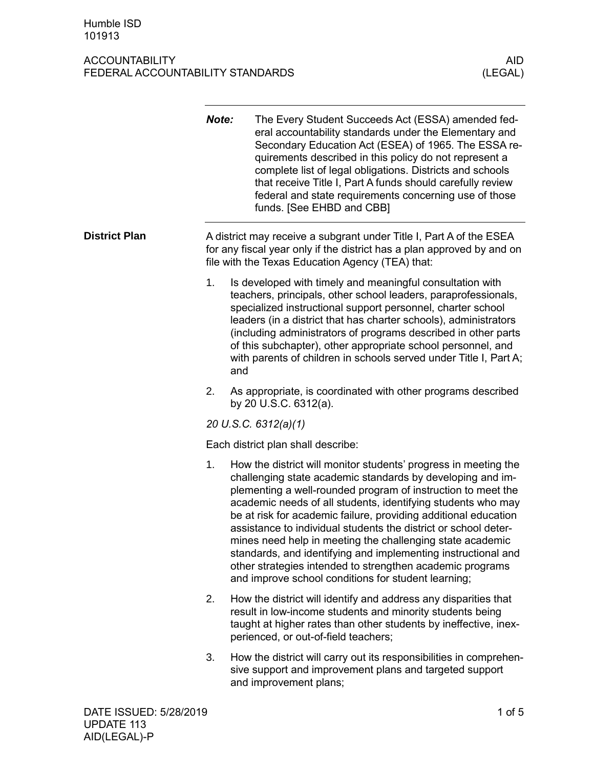# ACCOUNTABILITY
## FEDERAL ACCOUNTABILITY STANDARDS

AID (LEGAL)

**Note:** The Every Student Succeeds Act (ESSA) amended federal accountability standards under the Elementary and Secondary Education Act (ESEA) of 1965. The ESSA requirements described in this policy do not represent a complete list of legal obligations. Districts and schools that receive Title I, Part A funds should carefully review federal and state requirements concerning use of those funds. [See EHBD and CBB]

### District Plan

A district may receive a subgrant under Title I, Part A of the ESEA for any fiscal year only if the district has a plan approved by and on file with the Texas Education Agency (TEA) that:

1. Is developed with timely and meaningful consultation with teachers, principals, other school leaders, paraprofessionals, specialized instructional support personnel, charter school leaders (in a district that has charter schools), administrators (including administrators of programs described in other parts of this subchapter), other appropriate school personnel, and with parents of children in schools served under Title I, Part A; and
2. As appropriate, is coordinated with other programs described by 20 U.S.C. 6312(a).

*20 U.S.C. 6312(a)(1)*

Each district plan shall describe:

1. How the district will monitor students' progress in meeting the challenging state academic standards by developing and implementing a well-rounded program of instruction to meet the academic needs of all students, identifying students who may be at risk for academic failure, providing additional education assistance to individual students the district or school determines need help in meeting the challenging state academic standards, and identifying and implementing instructional and other strategies intended to strengthen academic programs and improve school conditions for student learning;
2. How the district will identify and address any disparities that result in low-income students and minority students being taught at higher rates than other students by ineffective, inexperienced, or out-of-field teachers;
3. How the district will carry out its responsibilities in comprehensive support and improvement plans and targeted support and improvement plans;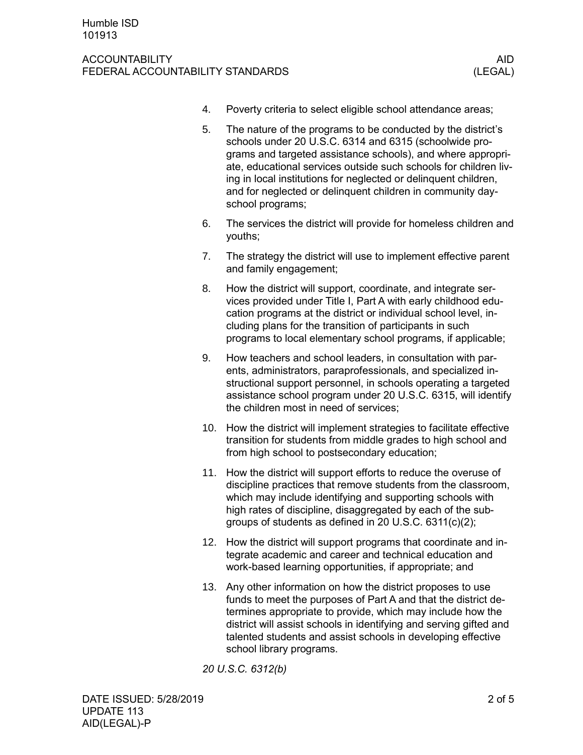4. Poverty criteria to select eligible school attendance areas;
5. The nature of the programs to be conducted by the district's schools under 20 U.S.C. 6314 and 6315 (schoolwide programs and targeted assistance schools), and where appropriate, educational services outside such schools for children living in local institutions for neglected or delinquent children, and for neglected or delinquent children in community day-school programs;
6. The services the district will provide for homeless children and youths;
7. The strategy the district will use to implement effective parent and family engagement;
8. How the district will support, coordinate, and integrate services provided under Title I, Part A with early childhood education programs at the district or individual school level, including plans for the transition of participants in such programs to local elementary school programs, if applicable;
9. How teachers and school leaders, in consultation with parents, administrators, paraprofessionals, and specialized instructional support personnel, in schools operating a targeted assistance school program under 20 U.S.C. 6315, will identify the children most in need of services;
10. How the district will implement strategies to facilitate effective transition for students from middle grades to high school and from high school to postsecondary education;
11. How the district will support efforts to reduce the overuse of discipline practices that remove students from the classroom, which may include identifying and supporting schools with high rates of discipline, disaggregated by each of the subgroups of students as defined in 20 U.S.C. 6311(c)(2);
12. How the district will support programs that coordinate and integrate academic and career and technical education and work-based learning opportunities, if appropriate; and
13. Any other information on how the district proposes to use funds to meet the purposes of Part A and that the district determines appropriate to provide, which may include how the district will assist schools in identifying and serving gifted and talented students and assist schools in developing effective school library programs.

*20 U.S.C. 6312(b)*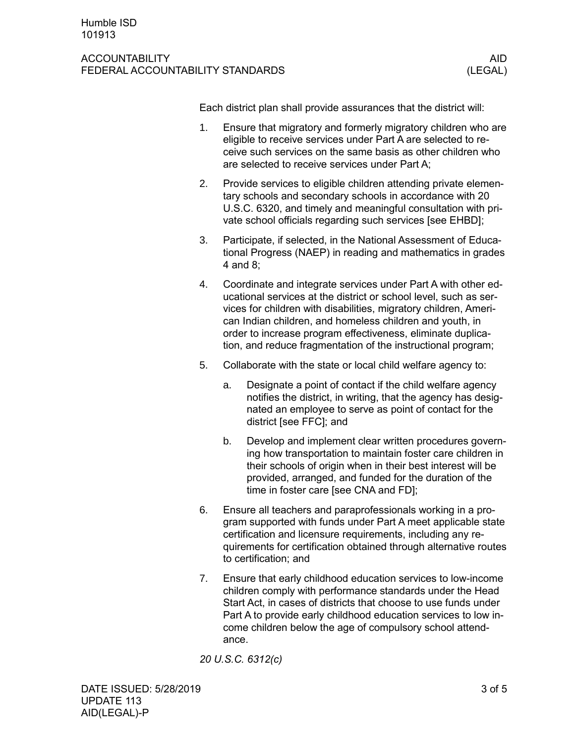Each district plan shall provide assurances that the district will:

1. Ensure that migratory and formerly migratory children who are eligible to receive services under Part A are selected to receive such services on the same basis as other children who are selected to receive services under Part A;
2. Provide services to eligible children attending private elementary schools and secondary schools in accordance with 20 U.S.C. 6320, and timely and meaningful consultation with private school officials regarding such services [see EHBD];
3. Participate, if selected, in the National Assessment of Educational Progress (NAEP) in reading and mathematics in grades 4 and 8;
4. Coordinate and integrate services under Part A with other educational services at the district or school level, such as services for children with disabilities, migratory children, American Indian children, and homeless children and youth, in order to increase program effectiveness, eliminate duplication, and reduce fragmentation of the instructional program;
5. Collaborate with the state or local child welfare agency to:
    a. Designate a point of contact if the child welfare agency notifies the district, in writing, that the agency has designated an employee to serve as point of contact for the district [see FFC]; and
    b. Develop and implement clear written procedures governing how transportation to maintain foster care children in their schools of origin when in their best interest will be provided, arranged, and funded for the duration of the time in foster care [see CNA and FD];
6. Ensure all teachers and paraprofessionals working in a program supported with funds under Part A meet applicable state certification and licensure requirements, including any requirements for certification obtained through alternative routes to certification; and
7. Ensure that early childhood education services to low-income children comply with performance standards under the Head Start Act, in cases of districts that choose to use funds under Part A to provide early childhood education services to low income children below the age of compulsory school attendance.

*20 U.S.C. 6312(c)*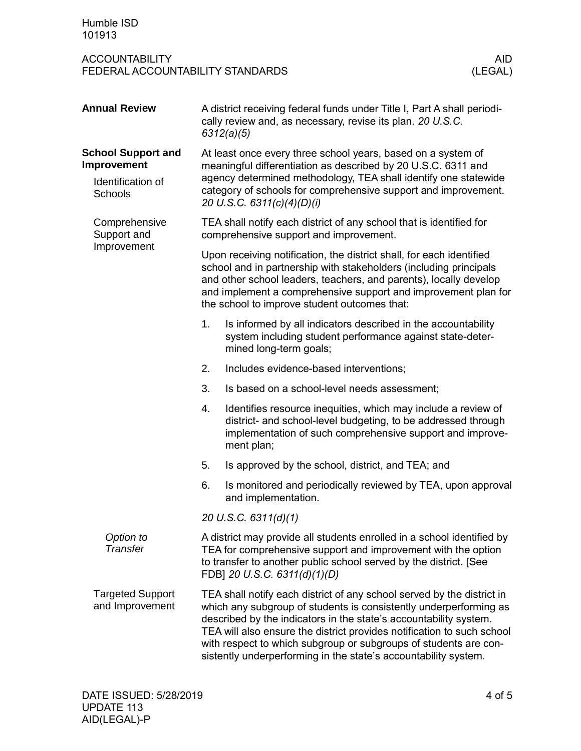## Annual Review

A district receiving federal funds under Title I, Part A shall periodically review and, as necessary, revise its plan. *20 U.S.C. 6312(a)(5)*

## School Support and Improvement

### Identification of Schools

At least once every three school years, based on a system of meaningful differentiation as described by 20 U.S.C. 6311 and agency determined methodology, TEA shall identify one statewide category of schools for comprehensive support and improvement. *20 U.S.C. 6311(c)(4)(D)(i)*

### Comprehensive Support and Improvement

TEA shall notify each district of any school that is identified for comprehensive support and improvement.

Upon receiving notification, the district shall, for each identified school and in partnership with stakeholders (including principals and other school leaders, teachers, and parents), locally develop and implement a comprehensive support and improvement plan for the school to improve student outcomes that:

1. Is informed by all indicators described in the accountability system including student performance against state-determined long-term goals;
2. Includes evidence-based interventions;
3. Is based on a school-level needs assessment;
4. Identifies resource inequities, which may include a review of district- and school-level budgeting, to be addressed through implementation of such comprehensive support and improvement plan;
5. Is approved by the school, district, and TEA; and
6. Is monitored and periodically reviewed by TEA, upon approval and implementation.

*20 U.S.C. 6311(d)(1)*

#### *Option to Transfer*

A district may provide all students enrolled in a school identified by TEA for comprehensive support and improvement with the option to transfer to another public school served by the district. [See FDB] *20 U.S.C. 6311(d)(1)(D)*

### Targeted Support and Improvement

TEA shall notify each district of any school served by the district in which any subgroup of students is consistently underperforming as described by the indicators in the state's accountability system. TEA will also ensure the district provides notification to such school with respect to which subgroup or subgroups of students are consistently underperforming in the state's accountability system.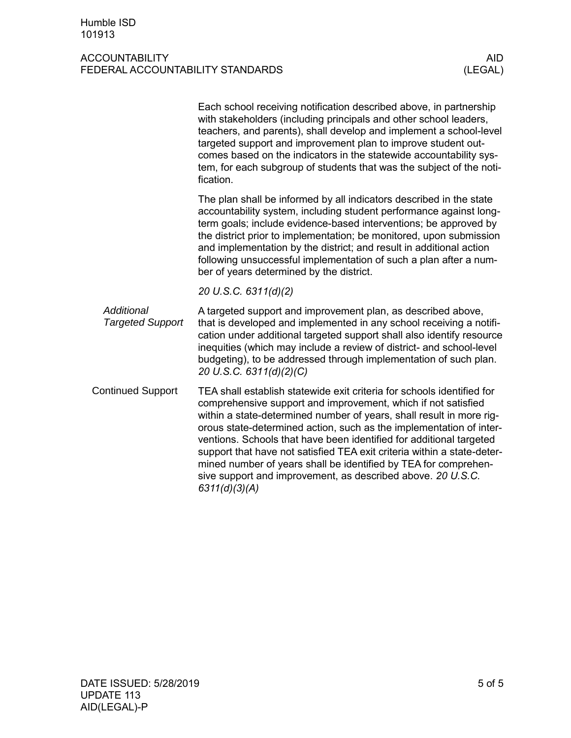Each school receiving notification described above, in partnership with stakeholders (including principals and other school leaders, teachers, and parents), shall develop and implement a school-level targeted support and improvement plan to improve student outcomes based on the indicators in the statewide accountability system, for each subgroup of students that was the subject of the notification.

The plan shall be informed by all indicators described in the state accountability system, including student performance against long-term goals; include evidence-based interventions; be approved by the district prior to implementation; be monitored, upon submission and implementation by the district; and result in additional action following unsuccessful implementation of such a plan after a number of years determined by the district.

*20 U.S.C. 6311(d)(2)*

### *Additional Targeted Support*

A targeted support and improvement plan, as described above, that is developed and implemented in any school receiving a notification under additional targeted support shall also identify resource inequities (which may include a review of district- and school-level budgeting), to be addressed through implementation of such plan. *20 U.S.C. 6311(d)(2)(C)*

## Continued Support

TEA shall establish statewide exit criteria for schools identified for comprehensive support and improvement, which if not satisfied within a state-determined number of years, shall result in more rigorous state-determined action, such as the implementation of interventions. Schools that have been identified for additional targeted support that have not satisfied TEA exit criteria within a state-determined number of years shall be identified by TEA for comprehensive support and improvement, as described above. *20 U.S.C. 6311(d)(3)(A)*